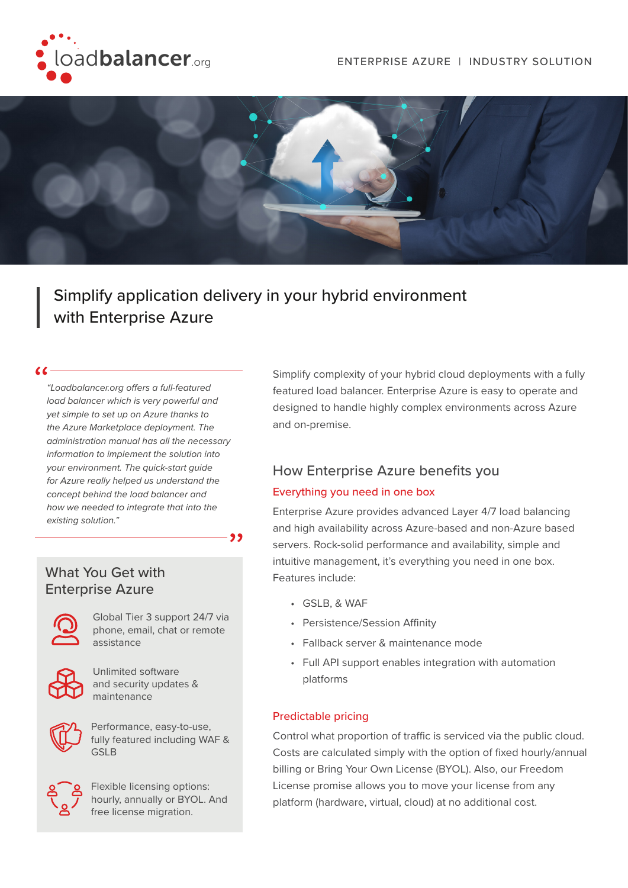loadbalancer.org

ENTERPRISE AZURE | INDUSTRY SOLUTION

# Simplify application delivery in your hybrid environment with Enterprise Azure

*"Loadbalancer.org offers a full-featured load balancer which is very powerful and yet simple to set up on Azure thanks to the Azure Marketplace deployment. The administration manual has all the necessary information to implement the solution into your environment. The quick-start guide for Azure really helped us understand the concept behind the load balancer and how we needed to integrate that into the existing solution."*

## What You Get with Enterprise Azure

- Global Tier 3 support 24/7 via phone, email, chat or remote assistance
- Unlimited software and security updates & maintenance
- Performance, easy-to-use, fully featured including WAF & GSLB
- Flexible licensing options: hourly, annually or BYOL. And free license migration.

Simplify complexity of your hybrid cloud deployments with a fully featured load balancer. Enterprise Azure is easy to operate and designed to handle highly complex environments across Azure and on-premise.

## How Enterprise Azure benefits you

### Everything you need in one box

Enterprise Azure provides advanced Layer 4/7 load balancing and high availability across Azure-based and non-Azure based servers. Rock-solid performance and availability, simple and intuitive management, it's everything you need in one box. Features include:

- GSLB, & WAF
- Persistence/Session Affinity
- Fallback server & maintenance mode
- Full API support enables integration with automation platforms

### Predictable pricing

Control what proportion of traffic is serviced via the public cloud. Costs are calculated simply with the option of fixed hourly/annual billing or Bring Your Own License (BYOL). Also, our Freedom License promise allows you to move your license from any platform (hardware, virtual, cloud) at no additional cost.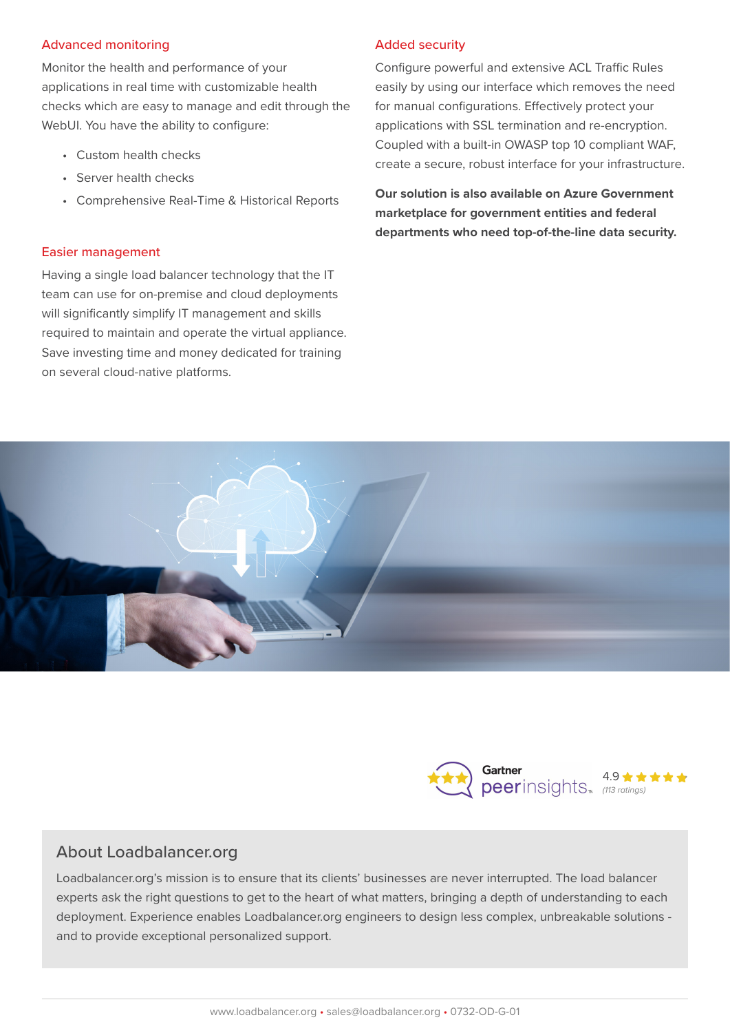### Advanced monitoring

Monitor the health and performance of your applications in real time with customizable health checks which are easy to manage and edit through the WebUI. You have the ability to configure:

- Custom health checks
- Server health checks
- Comprehensive Real-Time & Historical Reports

### Easier management

Having a single load balancer technology that the IT team can use for on-premise and cloud deployments will significantly simplify IT management and skills required to maintain and operate the virtual appliance. Save investing time and money dedicated for training on several cloud-native platforms.

### Added security

Configure powerful and extensive ACL Traffic Rules easily by using our interface which removes the need for manual configurations. Effectively protect your applications with SSL termination and re-encryption. Coupled with a built-in OWASP top 10 compliant WAF, create a secure, robust interface for your infrastructure.

**Our solution is also available on Azure Government marketplace for government entities and federal departments who need top-of-the-line data security.**

Gartner peerinsights™ 4.9 ★★★★★ *(113 ratings)*

## About Loadbalancer.org

Loadbalancer.org's mission is to ensure that its clients' businesses are never interrupted. The load balancer experts ask the right questions to get to the heart of what matters, bringing a depth of understanding to each deployment. Experience enables Loadbalancer.org engineers to design less complex, unbreakable solutions - and to provide exceptional personalized support.

www.loadbalancer.org • sales@loadbalancer.org • 0732-OD-G-01